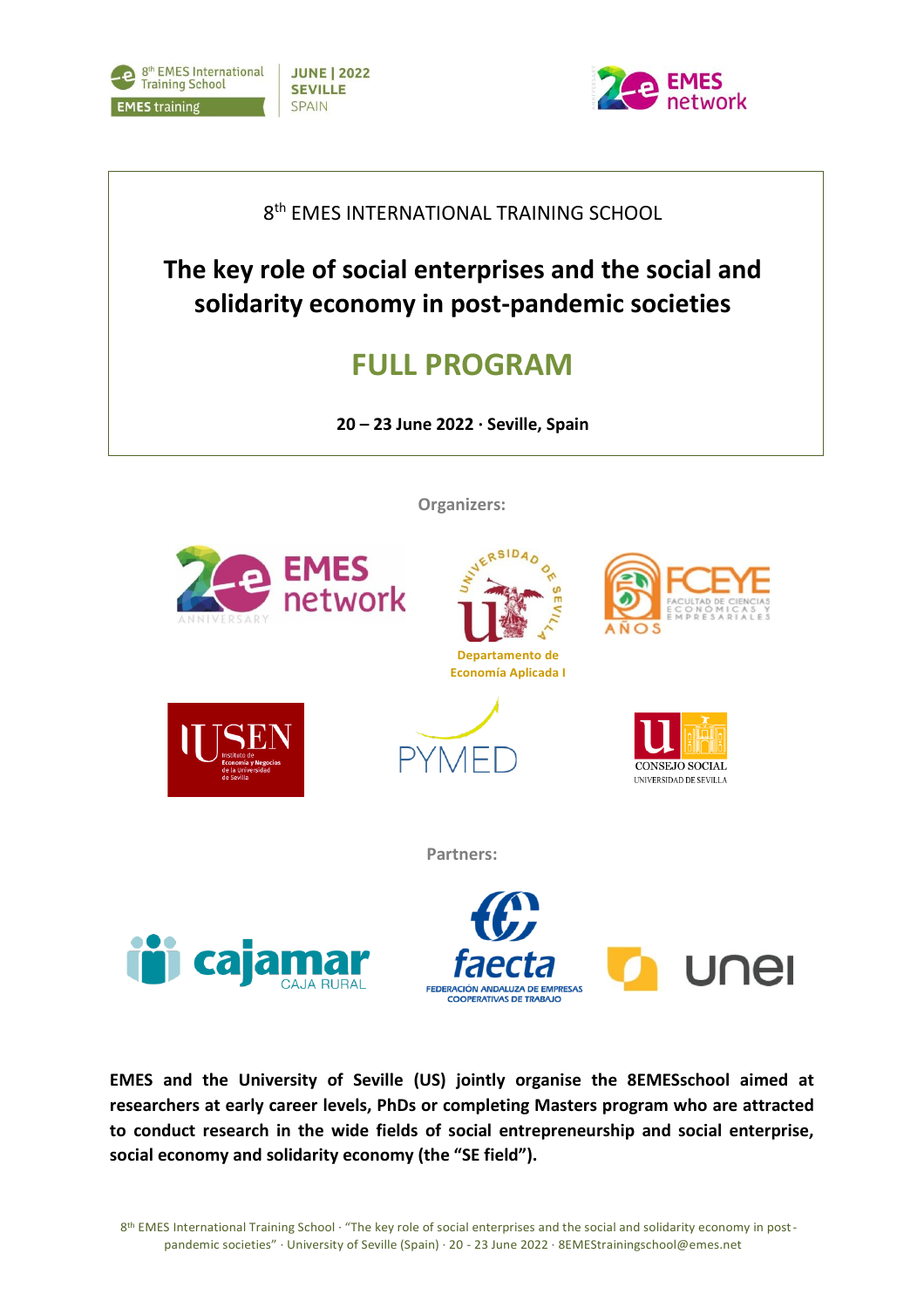8th EMES International Training School

JUNE | 2022
SEVILLE
SPAIN

8th EMES INTERNATIONAL TRAINING SCHOOL

# The key role of social enterprises and the social and solidarity economy in post-pandemic societies

## FULL PROGRAM

**20 – 23 June 2022 · Seville, Spain**

**Organizers:**

EMES network · Universidad de Sevilla – Departamento de Economía Aplicada I · FCEYE Facultad de Ciencias Económicas y Empresariales · IUSEN Instituto de Economía y Negocios de la Universidad de Sevilla · PYMED · Consejo Social Universidad de Sevilla

**Partners:**

cajamar Caja Rural · faecta Federación Andaluza de Empresas Cooperativas de Trabajo · unei

**EMES and the University of Seville (US) jointly organise the 8EMESschool aimed at researchers at early career levels, PhDs or completing Masters program who are attracted to conduct research in the wide fields of social entrepreneurship and social enterprise, social economy and solidarity economy (the "SE field").**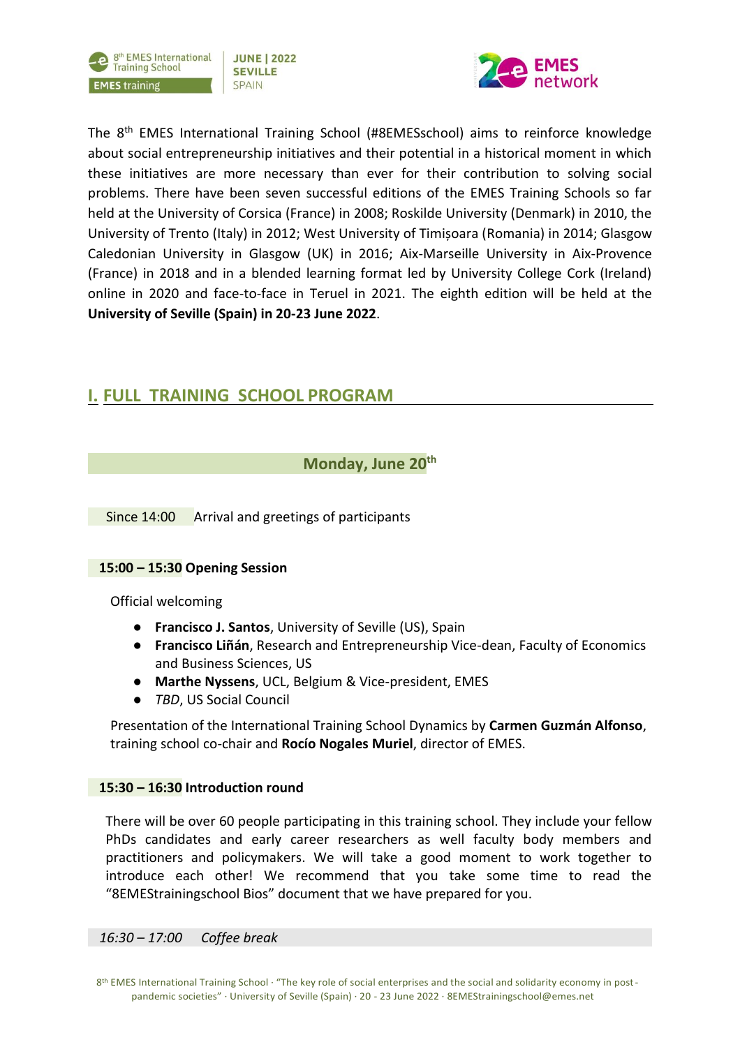The 8th EMES International Training School (#8EMESschool) aims to reinforce knowledge about social entrepreneurship initiatives and their potential in a historical moment in which these initiatives are more necessary than ever for their contribution to solving social problems. There have been seven successful editions of the EMES Training Schools so far held at the University of Corsica (France) in 2008; Roskilde University (Denmark) in 2010, the University of Trento (Italy) in 2012; West University of Timișoara (Romania) in 2014; Glasgow Caledonian University in Glasgow (UK) in 2016; Aix-Marseille University in Aix-Provence (France) in 2018 and in a blended learning format led by University College Cork (Ireland) online in 2020 and face-to-face in Teruel in 2021. The eighth edition will be held at the **University of Seville (Spain) in 20-23 June 2022**.

## I. FULL TRAINING SCHOOL PROGRAM

### Monday, June 20th

Since 14:00 Arrival and greetings of participants

**15:00 – 15:30 Opening Session**

Official welcoming

- **Francisco J. Santos**, University of Seville (US), Spain
- **Francisco Liñán**, Research and Entrepreneurship Vice-dean, Faculty of Economics and Business Sciences, US
- **Marthe Nyssens**, UCL, Belgium & Vice-president, EMES
- *TBD*, US Social Council

Presentation of the International Training School Dynamics by **Carmen Guzmán Alfonso**, training school co-chair and **Rocío Nogales Muriel**, director of EMES.

**15:30 – 16:30 Introduction round**

There will be over 60 people participating in this training school. They include your fellow PhDs candidates and early career researchers as well faculty body members and practitioners and policymakers. We will take a good moment to work together to introduce each other! We recommend that you take some time to read the "8EMEStrainingschool Bios" document that we have prepared for you.

*16:30 – 17:00 Coffee break*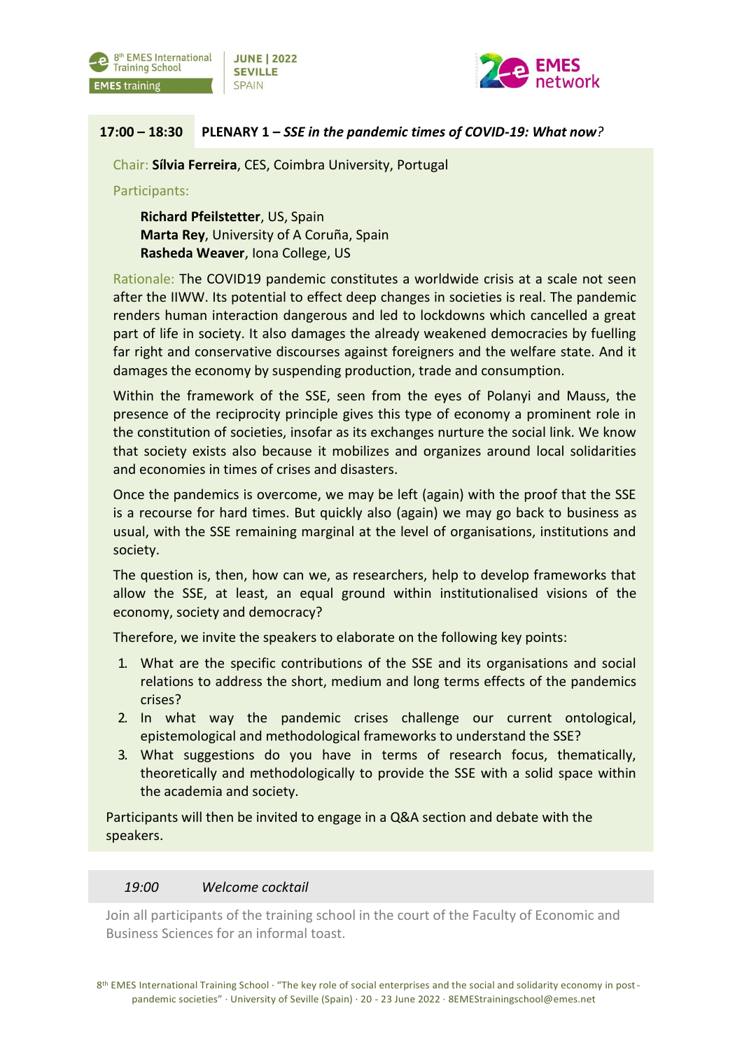**17:00 – 18:30** **PLENARY 1 – *SSE in the pandemic times of COVID-19: What now*?**

Chair: **Sílvia Ferreira**, CES, Coimbra University, Portugal

Participants:

**Richard Pfeilstetter**, US, Spain
**Marta Rey**, University of A Coruña, Spain
**Rasheda Weaver**, Iona College, US

Rationale: The COVID19 pandemic constitutes a worldwide crisis at a scale not seen after the IIWW. Its potential to effect deep changes in societies is real. The pandemic renders human interaction dangerous and led to lockdowns which cancelled a great part of life in society. It also damages the already weakened democracies by fuelling far right and conservative discourses against foreigners and the welfare state. And it damages the economy by suspending production, trade and consumption.

Within the framework of the SSE, seen from the eyes of Polanyi and Mauss, the presence of the reciprocity principle gives this type of economy a prominent role in the constitution of societies, insofar as its exchanges nurture the social link. We know that society exists also because it mobilizes and organizes around local solidarities and economies in times of crises and disasters.

Once the pandemics is overcome, we may be left (again) with the proof that the SSE is a recourse for hard times. But quickly also (again) we may go back to business as usual, with the SSE remaining marginal at the level of organisations, institutions and society.

The question is, then, how can we, as researchers, help to develop frameworks that allow the SSE, at least, an equal ground within institutionalised visions of the economy, society and democracy?

Therefore, we invite the speakers to elaborate on the following key points:

1. What are the specific contributions of the SSE and its organisations and social relations to address the short, medium and long terms effects of the pandemics crises?
2. In what way the pandemic crises challenge our current ontological, epistemological and methodological frameworks to understand the SSE?
3. What suggestions do you have in terms of research focus, thematically, theoretically and methodologically to provide the SSE with a solid space within the academia and society.

Participants will then be invited to engage in a Q&A section and debate with the speakers.

*19:00* *Welcome cocktail*

Join all participants of the training school in the court of the Faculty of Economic and Business Sciences for an informal toast.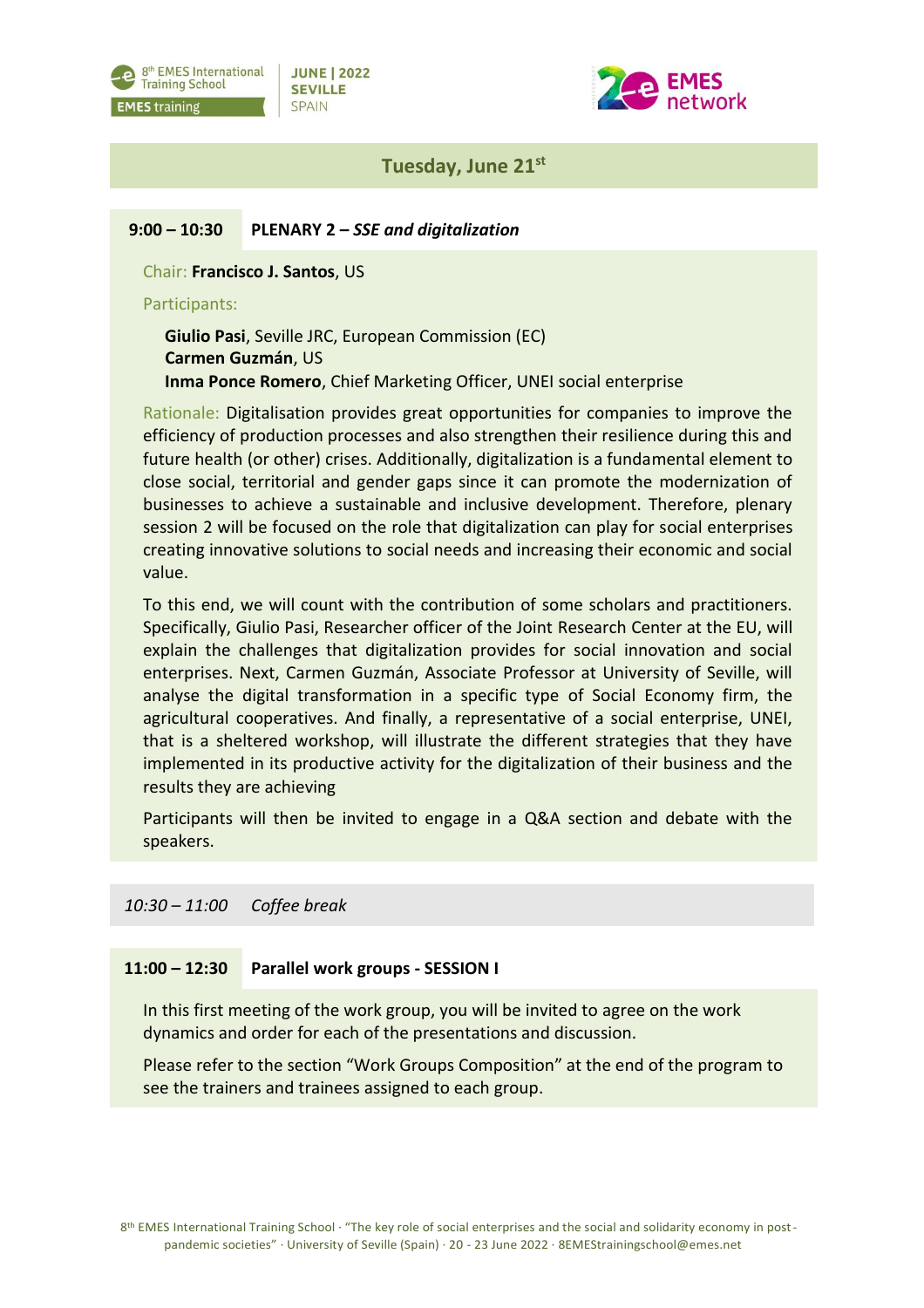## Tuesday, June 21st

### 9:00 – 10:30 PLENARY 2 – *SSE and digitalization*

Chair: **Francisco J. Santos**, US

Participants:

**Giulio Pasi**, Seville JRC, European Commission (EC)
**Carmen Guzmán**, US
**Inma Ponce Romero**, Chief Marketing Officer, UNEI social enterprise

Rationale: Digitalisation provides great opportunities for companies to improve the efficiency of production processes and also strengthen their resilience during this and future health (or other) crises. Additionally, digitalization is a fundamental element to close social, territorial and gender gaps since it can promote the modernization of businesses to achieve a sustainable and inclusive development. Therefore, plenary session 2 will be focused on the role that digitalization can play for social enterprises creating innovative solutions to social needs and increasing their economic and social value.

To this end, we will count with the contribution of some scholars and practitioners. Specifically, Giulio Pasi, Researcher officer of the Joint Research Center at the EU, will explain the challenges that digitalization provides for social innovation and social enterprises. Next, Carmen Guzmán, Associate Professor at University of Seville, will analyse the digital transformation in a specific type of Social Economy firm, the agricultural cooperatives. And finally, a representative of a social enterprise, UNEI, that is a sheltered workshop, will illustrate the different strategies that they have implemented in its productive activity for the digitalization of their business and the results they are achieving

Participants will then be invited to engage in a Q&A section and debate with the speakers.

*10:30 – 11:00 Coffee break*

### 11:00 – 12:30 Parallel work groups - SESSION I

In this first meeting of the work group, you will be invited to agree on the work dynamics and order for each of the presentations and discussion.

Please refer to the section "Work Groups Composition" at the end of the program to see the trainers and trainees assigned to each group.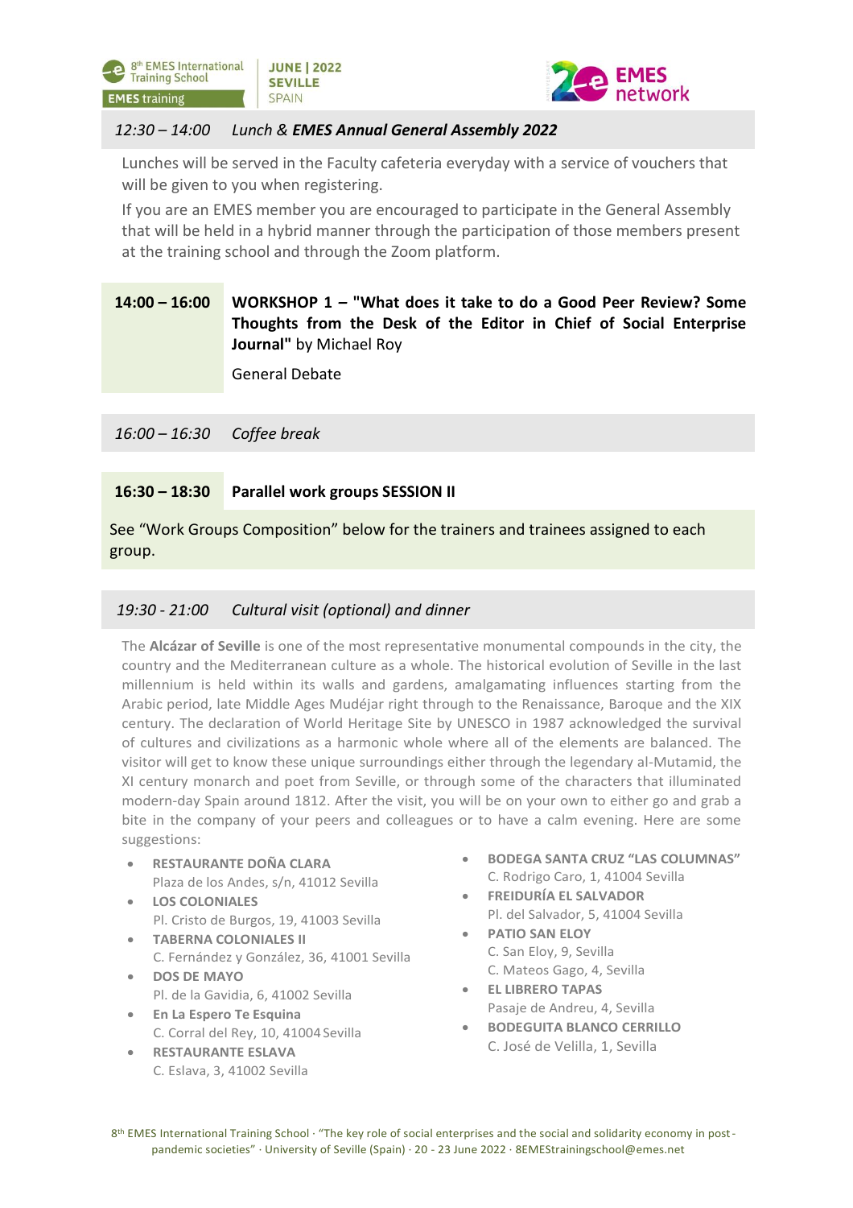*12:30 – 14:00* *Lunch & **EMES Annual General Assembly 2022***

Lunches will be served in the Faculty cafeteria everyday with a service of vouchers that will be given to you when registering.

If you are an EMES member you are encouraged to participate in the General Assembly that will be held in a hybrid manner through the participation of those members present at the training school and through the Zoom platform.

**14:00 – 16:00** **WORKSHOP 1 – "What does it take to do a Good Peer Review? Some Thoughts from the Desk of the Editor in Chief of Social Enterprise Journal"** by Michael Roy

General Debate

*16:00 – 16:30* *Coffee break*

**16:30 – 18:30** **Parallel work groups SESSION II**

See "Work Groups Composition" below for the trainers and trainees assigned to each group.

*19:30 - 21:00* *Cultural visit (optional) and dinner*

The **Alcázar of Seville** is one of the most representative monumental compounds in the city, the country and the Mediterranean culture as a whole. The historical evolution of Seville in the last millennium is held within its walls and gardens, amalgamating influences starting from the Arabic period, late Middle Ages Mudéjar right through to the Renaissance, Baroque and the XIX century. The declaration of World Heritage Site by UNESCO in 1987 acknowledged the survival of cultures and civilizations as a harmonic whole where all of the elements are balanced. The visitor will get to know these unique surroundings either through the legendary al-Mutamid, the XI century monarch and poet from Seville, or through some of the characters that illuminated modern-day Spain around 1812. After the visit, you will be on your own to either go and grab a bite in the company of your peers and colleagues or to have a calm evening. Here are some suggestions:

- **RESTAURANTE DOÑA CLARA**
  Plaza de los Andes, s/n, 41012 Sevilla
- **LOS COLONIALES**
  Pl. Cristo de Burgos, 19, 41003 Sevilla
- **TABERNA COLONIALES II**
  C. Fernández y González, 36, 41001 Sevilla
- **DOS DE MAYO**
  Pl. de la Gavidia, 6, 41002 Sevilla
- **En La Espero Te Esquina**
  C. Corral del Rey, 10, 41004 Sevilla
- **RESTAURANTE ESLAVA**
  C. Eslava, 3, 41002 Sevilla
- **BODEGA SANTA CRUZ "LAS COLUMNAS"**
  C. Rodrigo Caro, 1, 41004 Sevilla
- **FREIDURÍA EL SALVADOR**
  Pl. del Salvador, 5, 41004 Sevilla
- **PATIO SAN ELOY**
  C. San Eloy, 9, Sevilla
  C. Mateos Gago, 4, Sevilla
- **EL LIBRERO TAPAS**
  Pasaje de Andreu, 4, Sevilla
- **BODEGUITA BLANCO CERRILLO**
  C. José de Velilla, 1, Sevilla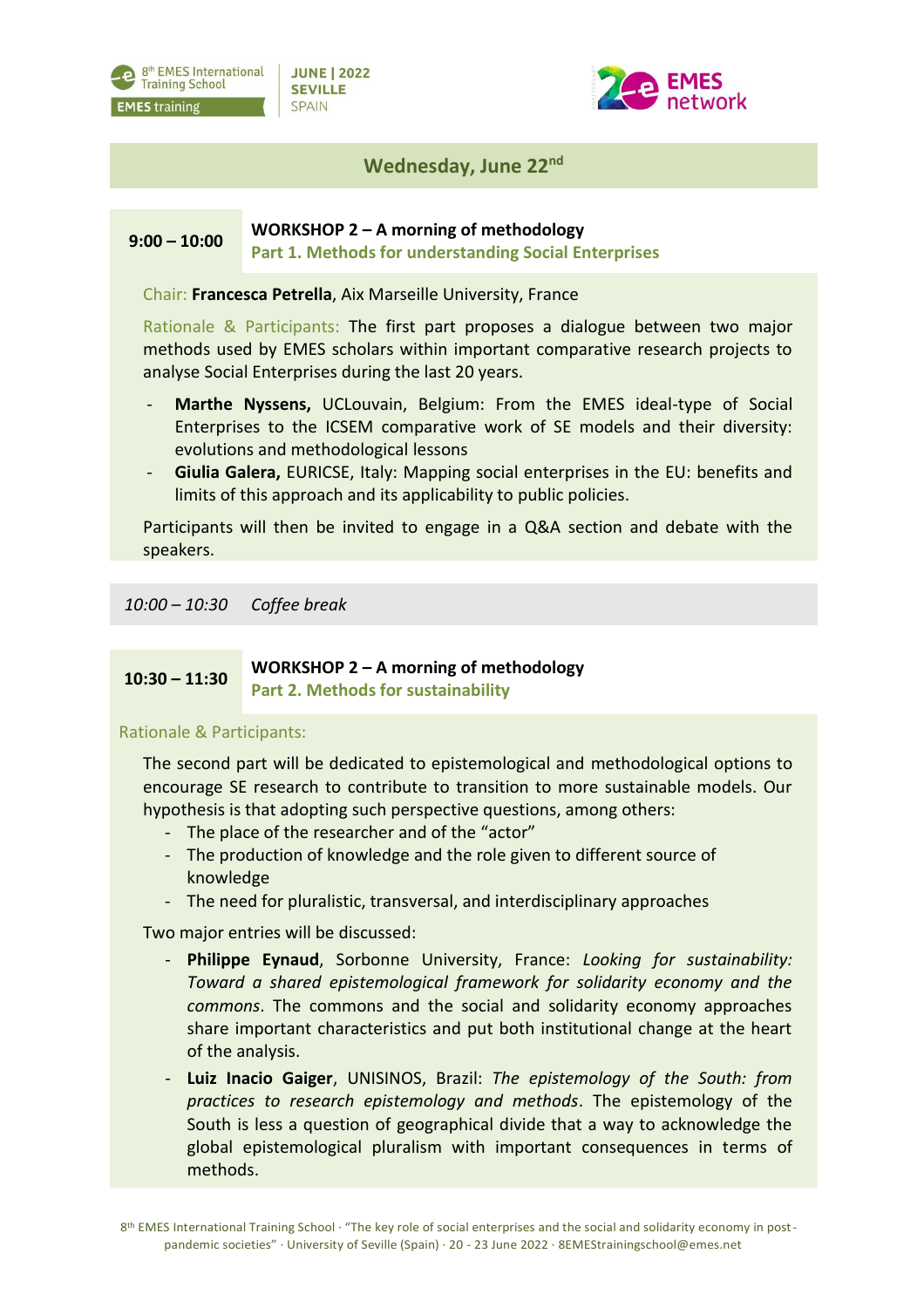## Wednesday, June 22nd

**9:00 – 10:00** **WORKSHOP 2 – A morning of methodology**
**Part 1. Methods for understanding Social Enterprises**

Chair: **Francesca Petrella**, Aix Marseille University, France

Rationale & Participants: The first part proposes a dialogue between two major methods used by EMES scholars within important comparative research projects to analyse Social Enterprises during the last 20 years.

- **Marthe Nyssens,** UCLouvain, Belgium: From the EMES ideal-type of Social Enterprises to the ICSEM comparative work of SE models and their diversity: evolutions and methodological lessons
- **Giulia Galera,** EURICSE, Italy: Mapping social enterprises in the EU: benefits and limits of this approach and its applicability to public policies.

Participants will then be invited to engage in a Q&A section and debate with the speakers.

*10:00 – 10:30 Coffee break*

**10:30 – 11:30** **WORKSHOP 2 – A morning of methodology**
**Part 2. Methods for sustainability**

Rationale & Participants:

The second part will be dedicated to epistemological and methodological options to encourage SE research to contribute to transition to more sustainable models. Our hypothesis is that adopting such perspective questions, among others:

- The place of the researcher and of the "actor"
- The production of knowledge and the role given to different source of knowledge
- The need for pluralistic, transversal, and interdisciplinary approaches

Two major entries will be discussed:

- **Philippe Eynaud**, Sorbonne University, France: *Looking for sustainability: Toward a shared epistemological framework for solidarity economy and the commons*. The commons and the social and solidarity economy approaches share important characteristics and put both institutional change at the heart of the analysis.
- **Luiz Inacio Gaiger**, UNISINOS, Brazil: *The epistemology of the South: from practices to research epistemology and methods*. The epistemology of the South is less a question of geographical divide that a way to acknowledge the global epistemological pluralism with important consequences in terms of methods.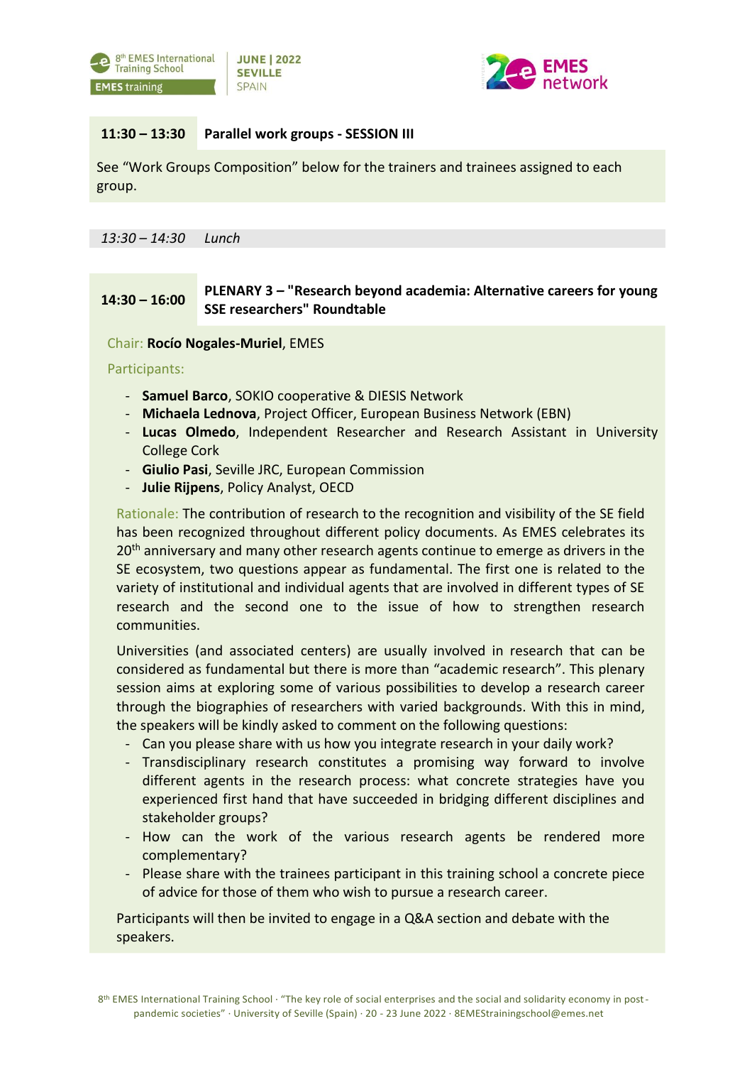**11:30 – 13:30** **Parallel work groups - SESSION III**

See “Work Groups Composition” below for the trainers and trainees assigned to each group.

*13:30 – 14:30* *Lunch*

**14:30 – 16:00** **PLENARY 3 – "Research beyond academia: Alternative careers for young SSE researchers" Roundtable**

Chair: **Rocío Nogales-Muriel**, EMES

Participants:

- **Samuel Barco**, SOKIO cooperative & DIESIS Network
- **Michaela Lednova**, Project Officer, European Business Network (EBN)
- **Lucas Olmedo**, Independent Researcher and Research Assistant in University College Cork
- **Giulio Pasi**, Seville JRC, European Commission
- **Julie Rijpens**, Policy Analyst, OECD

Rationale: The contribution of research to the recognition and visibility of the SE field has been recognized throughout different policy documents. As EMES celebrates its 20th anniversary and many other research agents continue to emerge as drivers in the SE ecosystem, two questions appear as fundamental. The first one is related to the variety of institutional and individual agents that are involved in different types of SE research and the second one to the issue of how to strengthen research communities.

Universities (and associated centers) are usually involved in research that can be considered as fundamental but there is more than “academic research”. This plenary session aims at exploring some of various possibilities to develop a research career through the biographies of researchers with varied backgrounds. With this in mind, the speakers will be kindly asked to comment on the following questions:

- Can you please share with us how you integrate research in your daily work?
- Transdisciplinary research constitutes a promising way forward to involve different agents in the research process: what concrete strategies have you experienced first hand that have succeeded in bridging different disciplines and stakeholder groups?
- How can the work of the various research agents be rendered more complementary?
- Please share with the trainees participant in this training school a concrete piece of advice for those of them who wish to pursue a research career.

Participants will then be invited to engage in a Q&A section and debate with the speakers.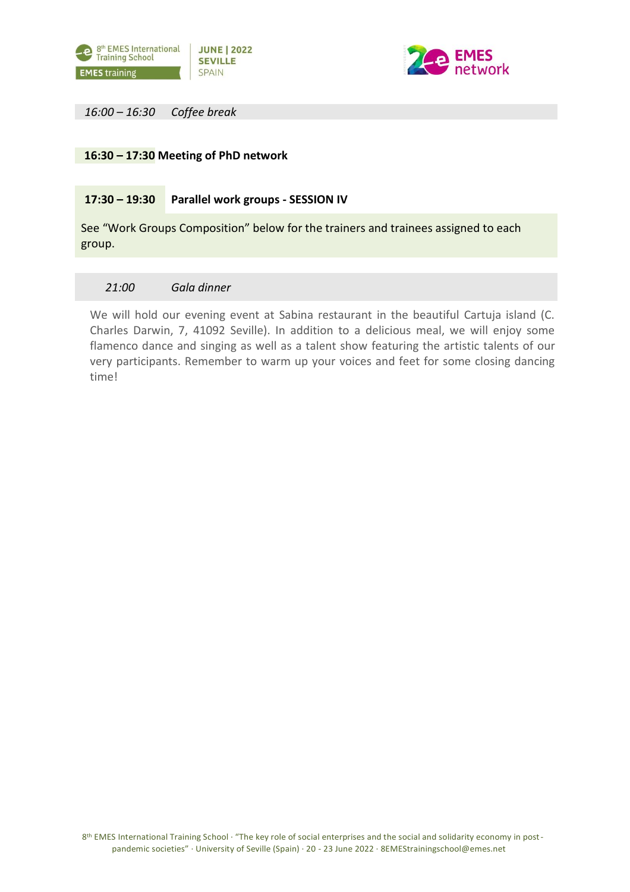*16:00 – 16:30 Coffee break*

**16:30 – 17:30 Meeting of PhD network**

**17:30 – 19:30 Parallel work groups - SESSION IV**

See “Work Groups Composition” below for the trainers and trainees assigned to each group.

*21:00 Gala dinner*

We will hold our evening event at Sabina restaurant in the beautiful Cartuja island (C. Charles Darwin, 7, 41092 Seville). In addition to a delicious meal, we will enjoy some flamenco dance and singing as well as a talent show featuring the artistic talents of our very participants. Remember to warm up your voices and feet for some closing dancing time!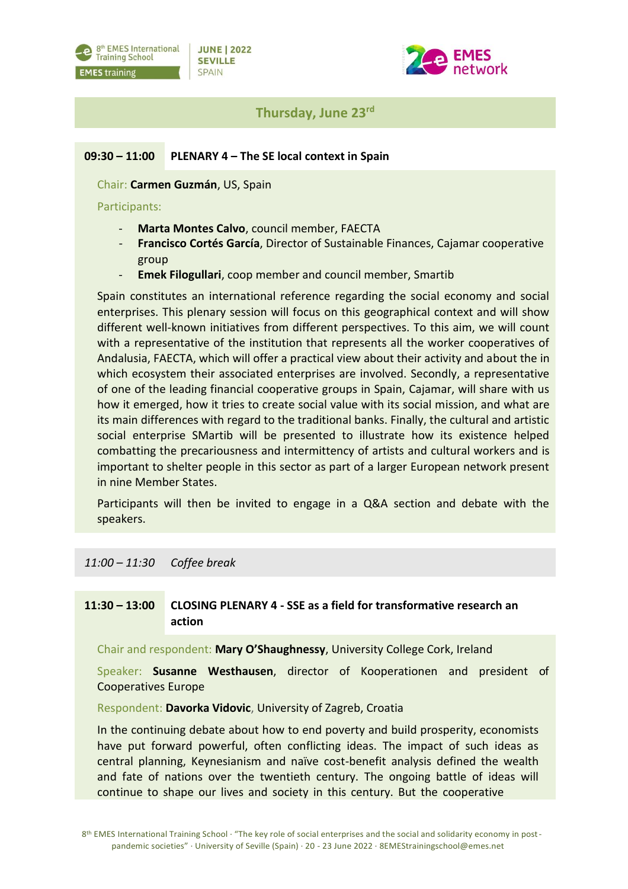## Thursday, June 23rd

**09:30 – 11:00** **PLENARY 4 – The SE local context in Spain**

Chair: **Carmen Guzmán**, US, Spain

Participants:

- **Marta Montes Calvo**, council member, FAECTA
- **Francisco Cortés García**, Director of Sustainable Finances, Cajamar cooperative group
- **Emek Filogullari**, coop member and council member, Smartib

Spain constitutes an international reference regarding the social economy and social enterprises. This plenary session will focus on this geographical context and will show different well-known initiatives from different perspectives. To this aim, we will count with a representative of the institution that represents all the worker cooperatives of Andalusia, FAECTA, which will offer a practical view about their activity and about the in which ecosystem their associated enterprises are involved. Secondly, a representative of one of the leading financial cooperative groups in Spain, Cajamar, will share with us how it emerged, how it tries to create social value with its social mission, and what are its main differences with regard to the traditional banks. Finally, the cultural and artistic social enterprise SMartib will be presented to illustrate how its existence helped combatting the precariousness and intermittency of artists and cultural workers and is important to shelter people in this sector as part of a larger European network present in nine Member States.

Participants will then be invited to engage in a Q&A section and debate with the speakers.

*11:00 – 11:30* *Coffee break*

**11:30 – 13:00** **CLOSING PLENARY 4 - SSE as a field for transformative research an action**

Chair and respondent: **Mary O'Shaughnessy**, University College Cork, Ireland

Speaker: **Susanne Westhausen**, director of Kooperationen and president of Cooperatives Europe

Respondent: **Davorka Vidovic**, University of Zagreb, Croatia

In the continuing debate about how to end poverty and build prosperity, economists have put forward powerful, often conflicting ideas. The impact of such ideas as central planning, Keynesianism and naïve cost-benefit analysis defined the wealth and fate of nations over the twentieth century. The ongoing battle of ideas will continue to shape our lives and society in this century. But the cooperative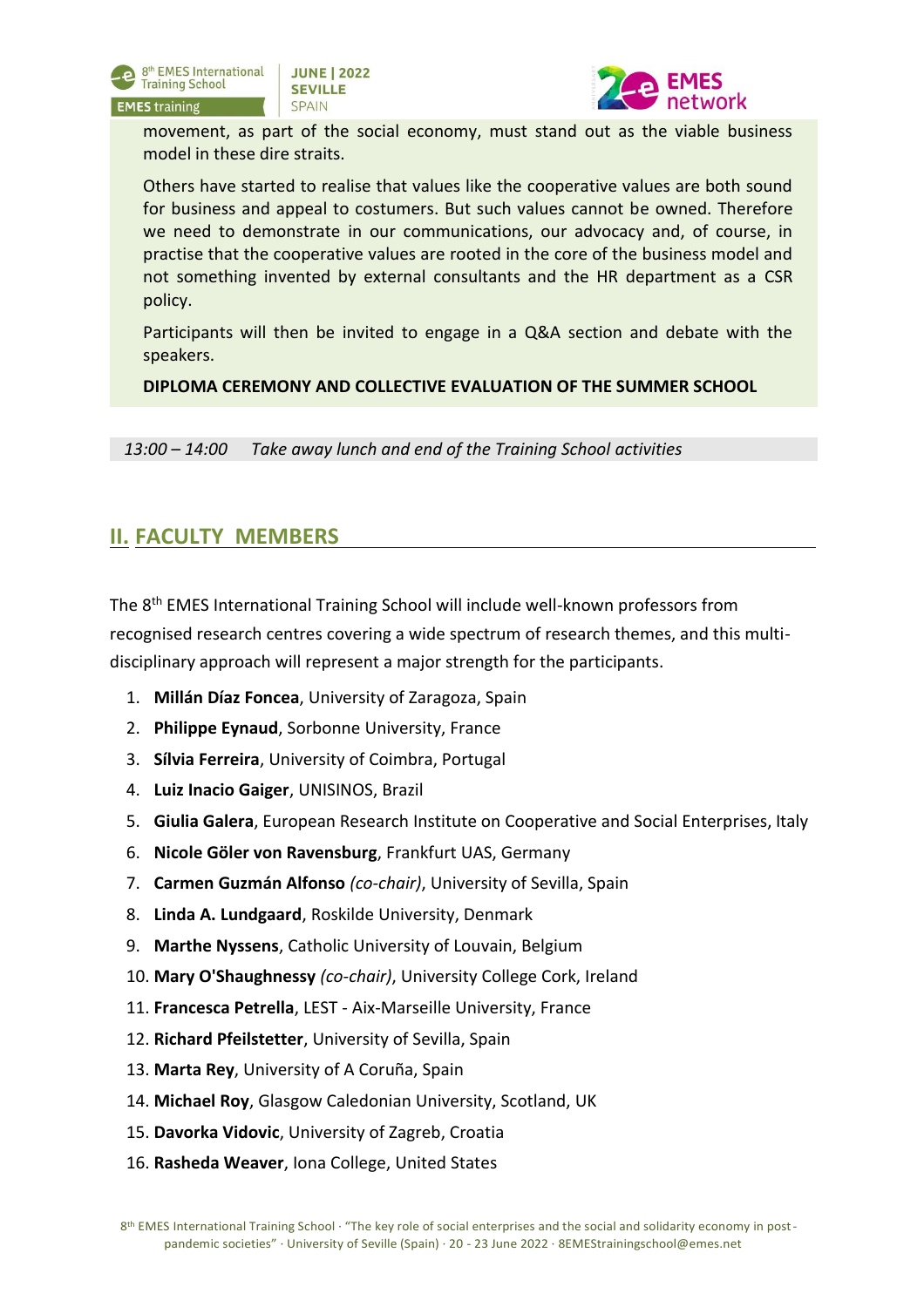movement, as part of the social economy, must stand out as the viable business model in these dire straits.

Others have started to realise that values like the cooperative values are both sound for business and appeal to costumers. But such values cannot be owned. Therefore we need to demonstrate in our communications, our advocacy and, of course, in practise that the cooperative values are rooted in the core of the business model and not something invented by external consultants and the HR department as a CSR policy.

Participants will then be invited to engage in a Q&A section and debate with the speakers.

**DIPLOMA CEREMONY AND COLLECTIVE EVALUATION OF THE SUMMER SCHOOL**

*13:00 – 14:00 Take away lunch and end of the Training School activities*

## II. FACULTY MEMBERS

The 8th EMES International Training School will include well-known professors from recognised research centres covering a wide spectrum of research themes, and this multi-disciplinary approach will represent a major strength for the participants.

1. **Millán Díaz Foncea**, University of Zaragoza, Spain
2. **Philippe Eynaud**, Sorbonne University, France
3. **Sílvia Ferreira**, University of Coimbra, Portugal
4. **Luiz Inacio Gaiger**, UNISINOS, Brazil
5. **Giulia Galera**, European Research Institute on Cooperative and Social Enterprises, Italy
6. **Nicole Göler von Ravensburg**, Frankfurt UAS, Germany
7. **Carmen Guzmán Alfonso** *(co-chair)*, University of Sevilla, Spain
8. **Linda A. Lundgaard**, Roskilde University, Denmark
9. **Marthe Nyssens**, Catholic University of Louvain, Belgium
10. **Mary O'Shaughnessy** *(co-chair)*, University College Cork, Ireland
11. **Francesca Petrella**, LEST - Aix-Marseille University, France
12. **Richard Pfeilstetter**, University of Sevilla, Spain
13. **Marta Rey**, University of A Coruña, Spain
14. **Michael Roy**, Glasgow Caledonian University, Scotland, UK
15. **Davorka Vidovic**, University of Zagreb, Croatia
16. **Rasheda Weaver**, Iona College, United States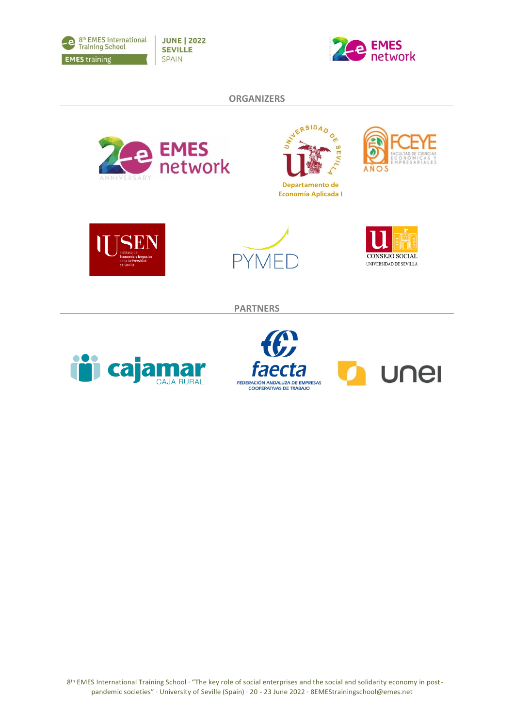## ORGANIZERS

Departamento de Economía Aplicada I

## PARTNERS